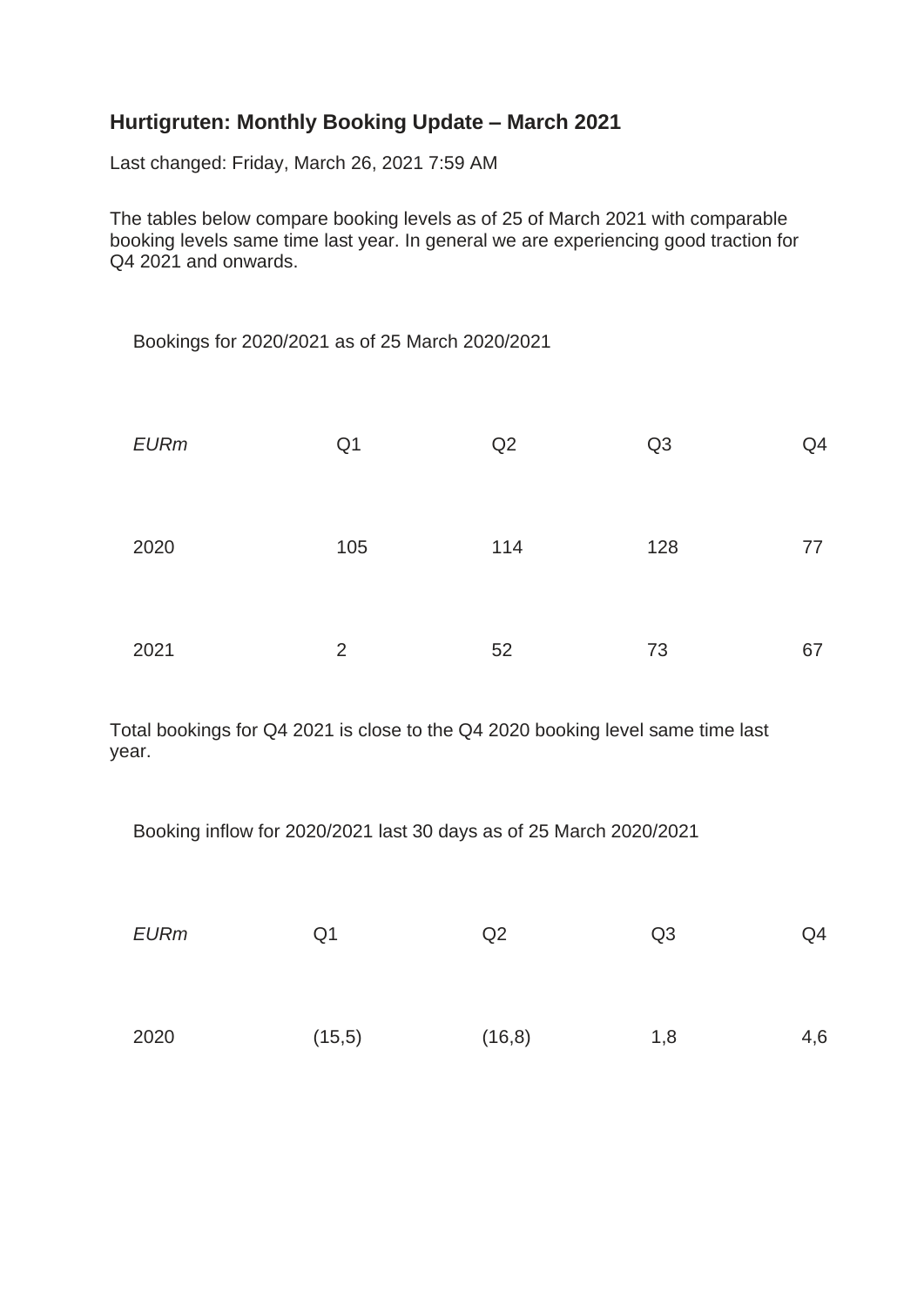## Hurtigruten: Monthly Booking Update – March 2021

Last changed: Friday, March 26, 2021 7:59 AM

The tables below compare booking levels as of 25 of March 2021 with comparable booking levels same time last year. In general we are experiencing good traction for Q4 2021 and onwards.

Bookings for 2020/2021 as of 25 March 2020/2021

| *EURm* | Q1 | Q2 | Q3 | Q4 |
|---|---|---|---|---|
| 2020 | 105 | 114 | 128 | 77 |
| 2021 | 2 | 52 | 73 | 67 |

Total bookings for Q4 2021 is close to the Q4 2020 booking level same time last year.

Booking inflow for 2020/2021 last 30 days as of 25 March 2020/2021

| *EURm* | Q1 | Q2 | Q3 | Q4 |
|---|---|---|---|---|
| 2020 | (15,5) | (16,8) | 1,8 | 4,6 |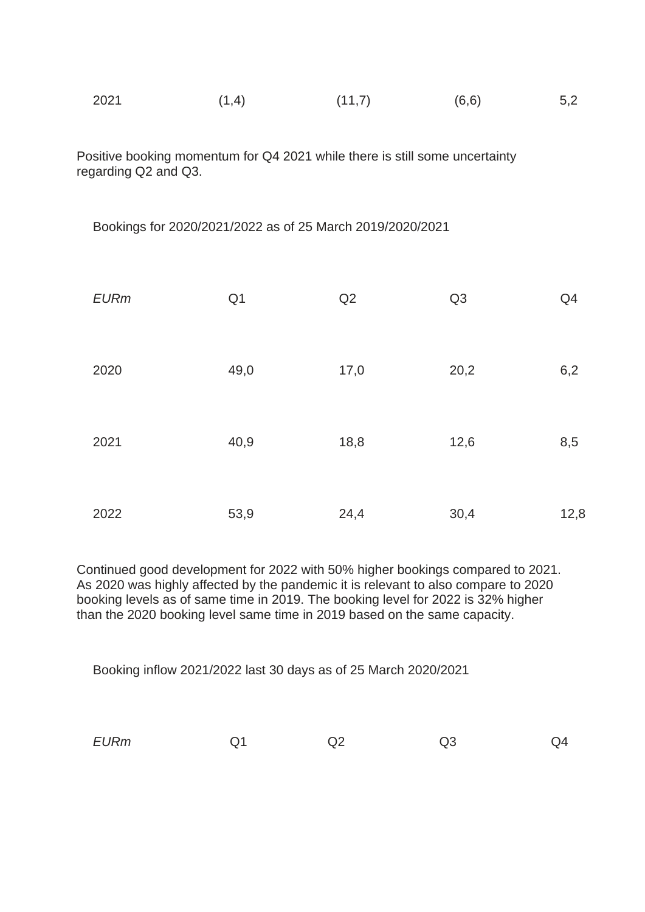| | | | | |
|---|---|---|---|---|
| 2021 | (1,4) | (11,7) | (6,6) | 5,2 |

Positive booking momentum for Q4 2021 while there is still some uncertainty regarding Q2 and Q3.

Bookings for 2020/2021/2022 as of 25 March 2019/2020/2021

| *EURm* | Q1 | Q2 | Q3 | Q4 |
|---|---|---|---|---|
| 2020 | 49,0 | 17,0 | 20,2 | 6,2 |
| 2021 | 40,9 | 18,8 | 12,6 | 8,5 |
| 2022 | 53,9 | 24,4 | 30,4 | 12,8 |

Continued good development for 2022 with 50% higher bookings compared to 2021. As 2020 was highly affected by the pandemic it is relevant to also compare to 2020 booking levels as of same time in 2019. The booking level for 2022 is 32% higher than the 2020 booking level same time in 2019 based on the same capacity.

Booking inflow 2021/2022 last 30 days as of 25 March 2020/2021

| *EURm* | Q1 | Q2 | Q3 | Q4 |
|---|---|---|---|---|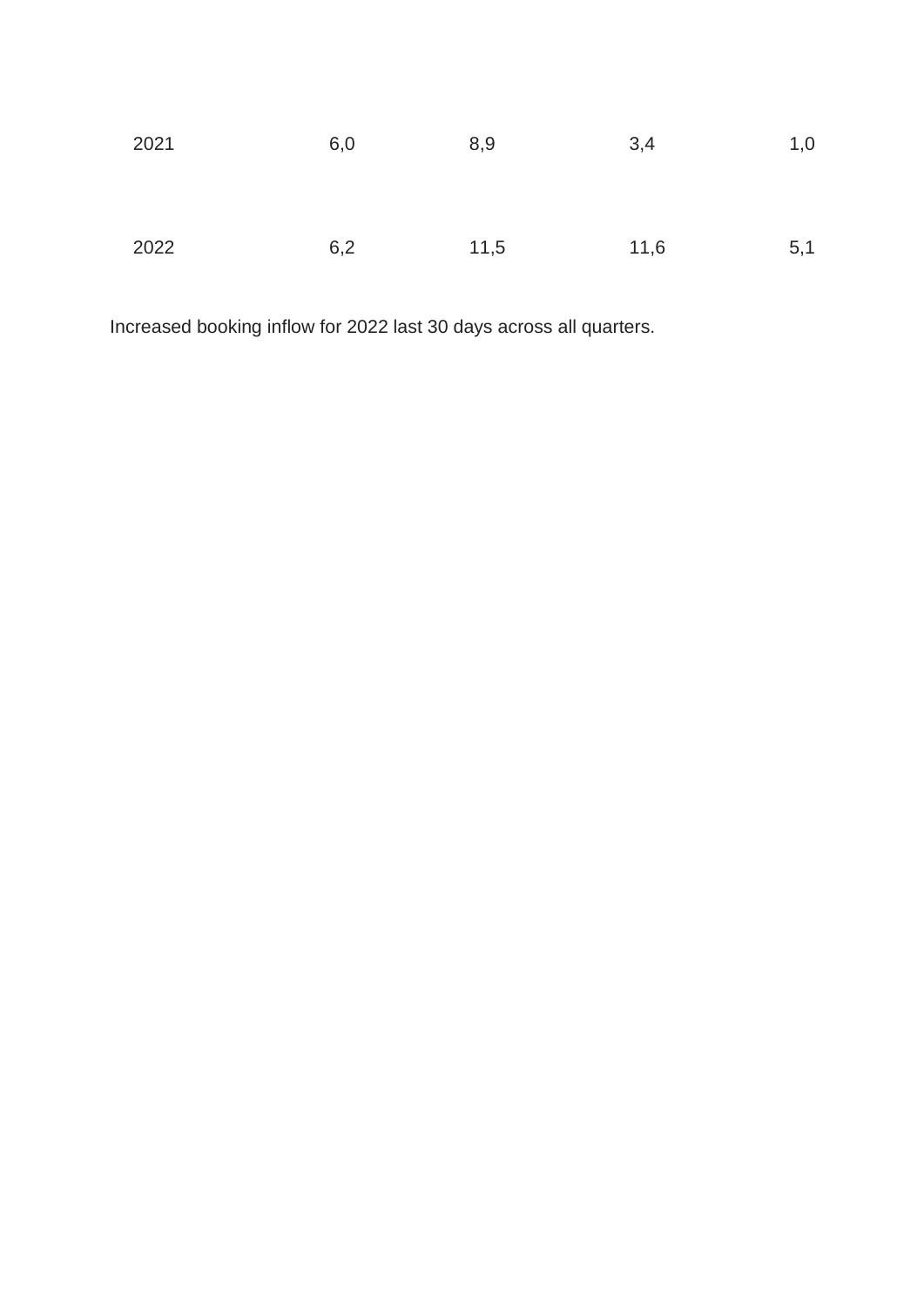| | | | | |
|---|---|---|---|---|
| 2021 | 6,0 | 8,9 | 3,4 | 1,0 |
| 2022 | 6,2 | 11,5 | 11,6 | 5,1 |

Increased booking inflow for 2022 last 30 days across all quarters.